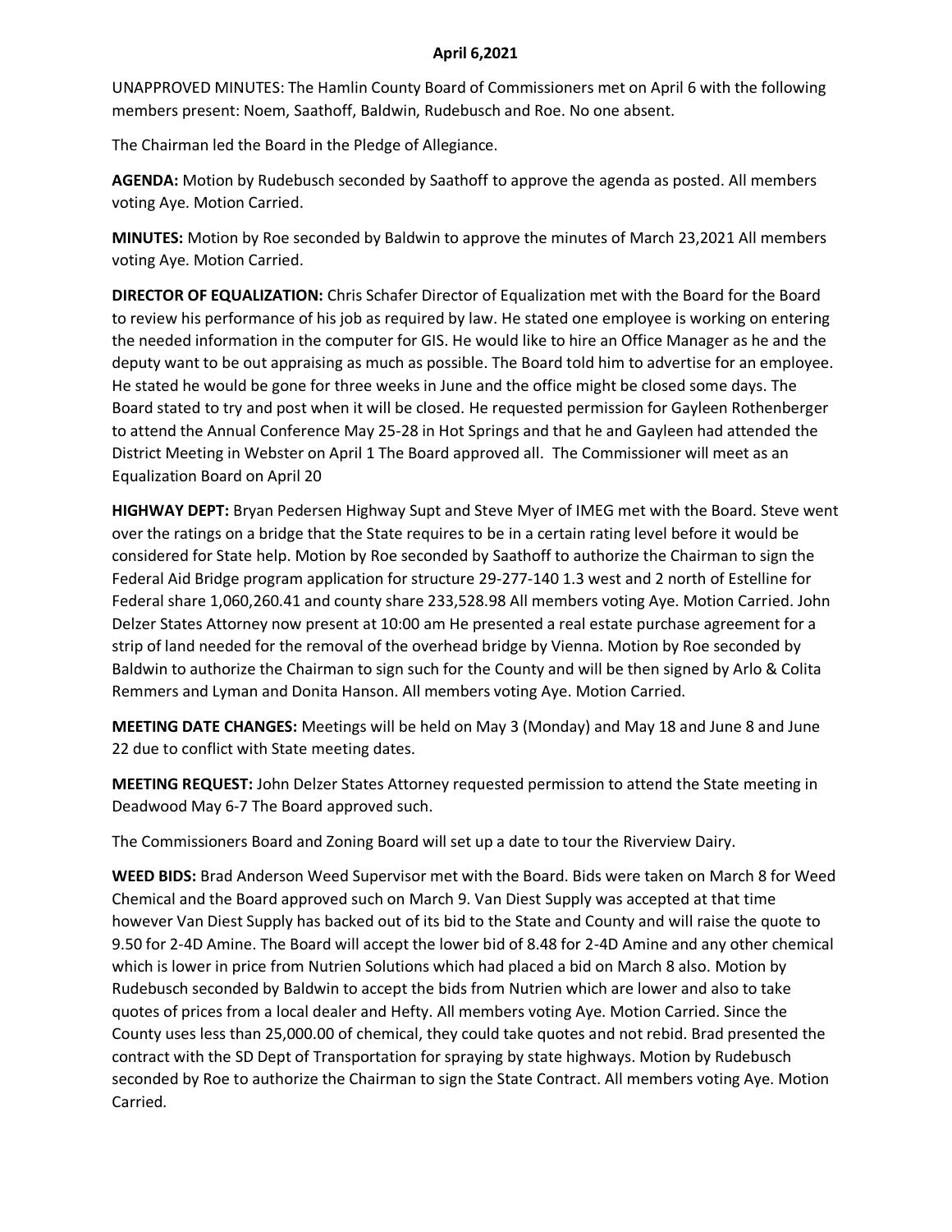**April 6,2021**

UNAPPROVED MINUTES: The Hamlin County Board of Commissioners met on April 6 with the following members present: Noem, Saathoff, Baldwin, Rudebusch and Roe. No one absent.

The Chairman led the Board in the Pledge of Allegiance.

**AGENDA:** Motion by Rudebusch seconded by Saathoff to approve the agenda as posted. All members voting Aye. Motion Carried.

**MINUTES:** Motion by Roe seconded by Baldwin to approve the minutes of March 23,2021 All members voting Aye. Motion Carried.

**DIRECTOR OF EQUALIZATION:** Chris Schafer Director of Equalization met with the Board for the Board to review his performance of his job as required by law. He stated one employee is working on entering the needed information in the computer for GIS. He would like to hire an Office Manager as he and the deputy want to be out appraising as much as possible. The Board told him to advertise for an employee. He stated he would be gone for three weeks in June and the office might be closed some days. The Board stated to try and post when it will be closed. He requested permission for Gayleen Rothenberger to attend the Annual Conference May 25-28 in Hot Springs and that he and Gayleen had attended the District Meeting in Webster on April 1 The Board approved all. The Commissioner will meet as an Equalization Board on April 20

**HIGHWAY DEPT:** Bryan Pedersen Highway Supt and Steve Myer of IMEG met with the Board. Steve went over the ratings on a bridge that the State requires to be in a certain rating level before it would be considered for State help. Motion by Roe seconded by Saathoff to authorize the Chairman to sign the Federal Aid Bridge program application for structure 29-277-140 1.3 west and 2 north of Estelline for Federal share 1,060,260.41 and county share 233,528.98 All members voting Aye. Motion Carried. John Delzer States Attorney now present at 10:00 am He presented a real estate purchase agreement for a strip of land needed for the removal of the overhead bridge by Vienna. Motion by Roe seconded by Baldwin to authorize the Chairman to sign such for the County and will be then signed by Arlo & Colita Remmers and Lyman and Donita Hanson. All members voting Aye. Motion Carried.

**MEETING DATE CHANGES:** Meetings will be held on May 3 (Monday) and May 18 and June 8 and June 22 due to conflict with State meeting dates.

**MEETING REQUEST:** John Delzer States Attorney requested permission to attend the State meeting in Deadwood May 6-7 The Board approved such.

The Commissioners Board and Zoning Board will set up a date to tour the Riverview Dairy.

**WEED BIDS:** Brad Anderson Weed Supervisor met with the Board. Bids were taken on March 8 for Weed Chemical and the Board approved such on March 9. Van Diest Supply was accepted at that time however Van Diest Supply has backed out of its bid to the State and County and will raise the quote to 9.50 for 2-4D Amine. The Board will accept the lower bid of 8.48 for 2-4D Amine and any other chemical which is lower in price from Nutrien Solutions which had placed a bid on March 8 also. Motion by Rudebusch seconded by Baldwin to accept the bids from Nutrien which are lower and also to take quotes of prices from a local dealer and Hefty. All members voting Aye. Motion Carried. Since the County uses less than 25,000.00 of chemical, they could take quotes and not rebid. Brad presented the contract with the SD Dept of Transportation for spraying by state highways. Motion by Rudebusch seconded by Roe to authorize the Chairman to sign the State Contract. All members voting Aye. Motion Carried.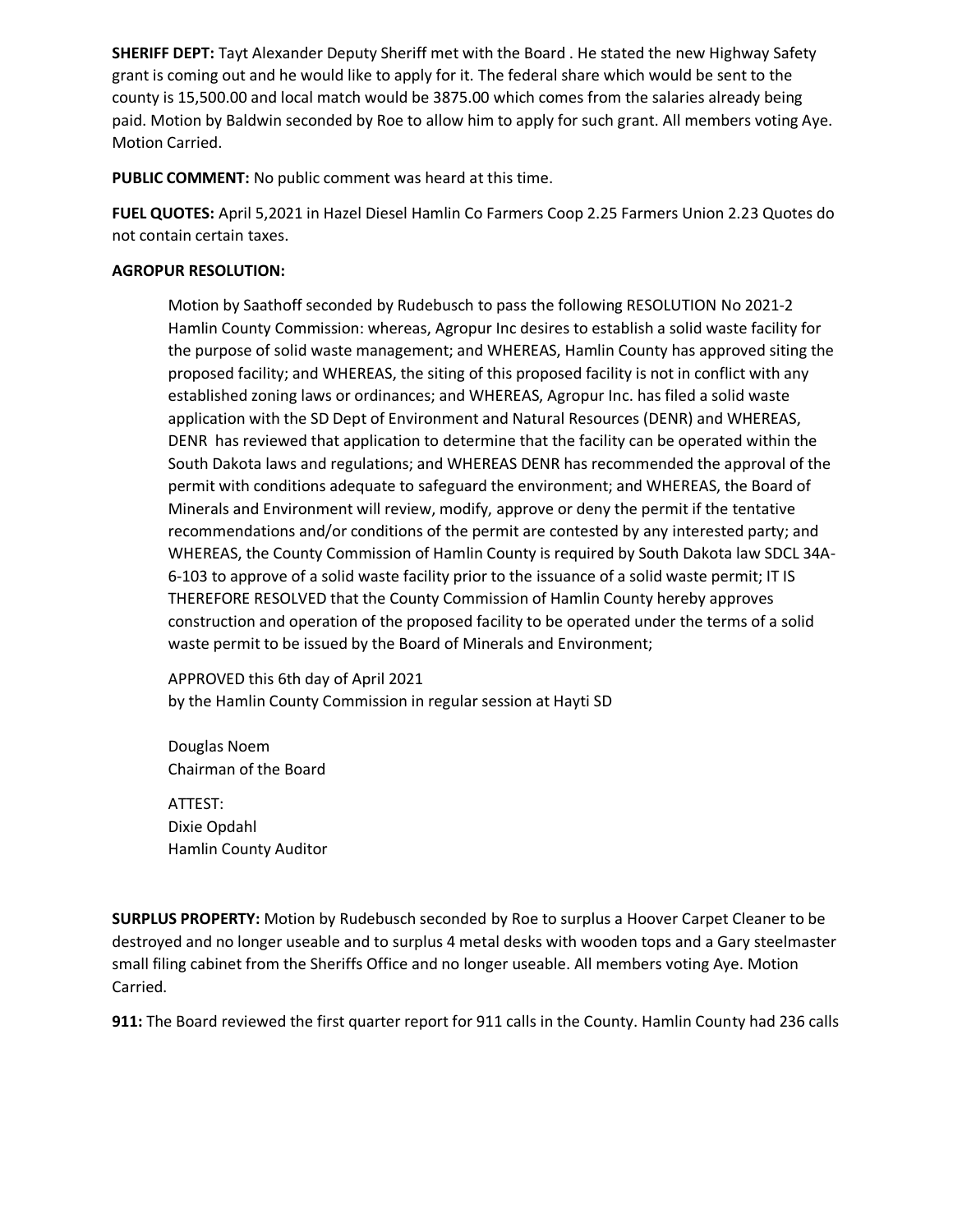**SHERIFF DEPT:** Tayt Alexander Deputy Sheriff met with the Board . He stated the new Highway Safety grant is coming out and he would like to apply for it. The federal share which would be sent to the county is 15,500.00 and local match would be 3875.00 which comes from the salaries already being paid. Motion by Baldwin seconded by Roe to allow him to apply for such grant. All members voting Aye. Motion Carried.

**PUBLIC COMMENT:** No public comment was heard at this time.

**FUEL QUOTES:** April 5,2021 in Hazel Diesel Hamlin Co Farmers Coop 2.25 Farmers Union 2.23 Quotes do not contain certain taxes.

**AGROPUR RESOLUTION:**

> Motion by Saathoff seconded by Rudebusch to pass the following RESOLUTION No 2021-2 Hamlin County Commission: whereas, Agropur Inc desires to establish a solid waste facility for the purpose of solid waste management; and WHEREAS, Hamlin County has approved siting the proposed facility; and WHEREAS, the siting of this proposed facility is not in conflict with any established zoning laws or ordinances; and WHEREAS, Agropur Inc. has filed a solid waste application with the SD Dept of Environment and Natural Resources (DENR) and WHEREAS, DENR has reviewed that application to determine that the facility can be operated within the South Dakota laws and regulations; and WHEREAS DENR has recommended the approval of the permit with conditions adequate to safeguard the environment; and WHEREAS, the Board of Minerals and Environment will review, modify, approve or deny the permit if the tentative recommendations and/or conditions of the permit are contested by any interested party; and WHEREAS, the County Commission of Hamlin County is required by South Dakota law SDCL 34A-6-103 to approve of a solid waste facility prior to the issuance of a solid waste permit; IT IS THEREFORE RESOLVED that the County Commission of Hamlin County hereby approves construction and operation of the proposed facility to be operated under the terms of a solid waste permit to be issued by the Board of Minerals and Environment;
>
> APPROVED this 6th day of April 2021
> by the Hamlin County Commission in regular session at Hayti SD
>
> Douglas Noem
> Chairman of the Board
>
> ATTEST:
> Dixie Opdahl
> Hamlin County Auditor

**SURPLUS PROPERTY:** Motion by Rudebusch seconded by Roe to surplus a Hoover Carpet Cleaner to be destroyed and no longer useable and to surplus 4 metal desks with wooden tops and a Gary steelmaster small filing cabinet from the Sheriffs Office and no longer useable. All members voting Aye. Motion Carried.

**911:** The Board reviewed the first quarter report for 911 calls in the County. Hamlin County had 236 calls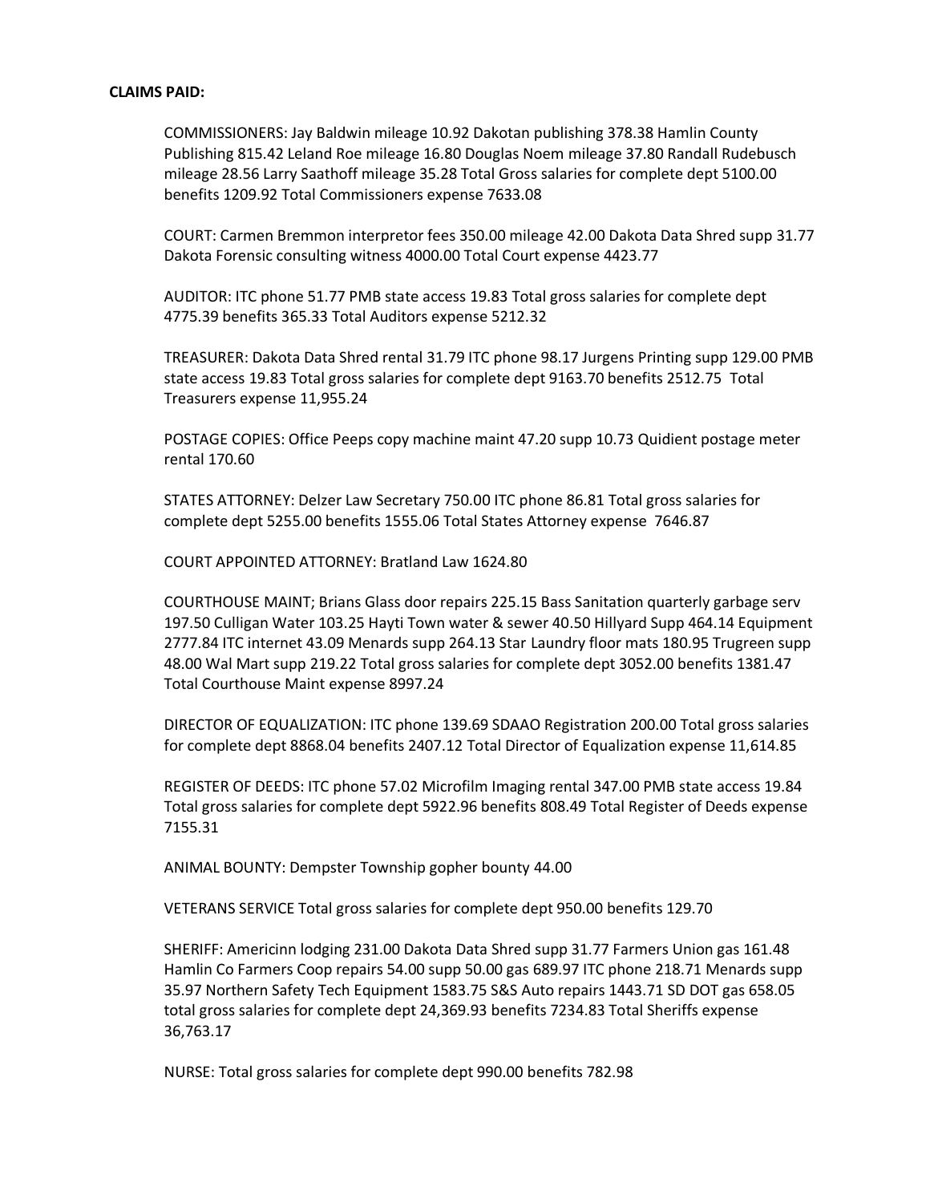**CLAIMS PAID:**

COMMISSIONERS: Jay Baldwin mileage 10.92 Dakotan publishing 378.38 Hamlin County Publishing 815.42 Leland Roe mileage 16.80 Douglas Noem mileage 37.80 Randall Rudebusch mileage 28.56 Larry Saathoff mileage 35.28 Total Gross salaries for complete dept 5100.00 benefits 1209.92 Total Commissioners expense 7633.08

COURT: Carmen Bremmon interpretor fees 350.00 mileage 42.00 Dakota Data Shred supp 31.77 Dakota Forensic consulting witness 4000.00 Total Court expense 4423.77

AUDITOR: ITC phone 51.77 PMB state access 19.83 Total gross salaries for complete dept 4775.39 benefits 365.33 Total Auditors expense 5212.32

TREASURER: Dakota Data Shred rental 31.79 ITC phone 98.17 Jurgens Printing supp 129.00 PMB state access 19.83 Total gross salaries for complete dept 9163.70 benefits 2512.75 Total Treasurers expense 11,955.24

POSTAGE COPIES: Office Peeps copy machine maint 47.20 supp 10.73 Quidient postage meter rental 170.60

STATES ATTORNEY: Delzer Law Secretary 750.00 ITC phone 86.81 Total gross salaries for complete dept 5255.00 benefits 1555.06 Total States Attorney expense 7646.87

COURT APPOINTED ATTORNEY: Bratland Law 1624.80

COURTHOUSE MAINT; Brians Glass door repairs 225.15 Bass Sanitation quarterly garbage serv 197.50 Culligan Water 103.25 Hayti Town water & sewer 40.50 Hillyard Supp 464.14 Equipment 2777.84 ITC internet 43.09 Menards supp 264.13 Star Laundry floor mats 180.95 Trugreen supp 48.00 Wal Mart supp 219.22 Total gross salaries for complete dept 3052.00 benefits 1381.47 Total Courthouse Maint expense 8997.24

DIRECTOR OF EQUALIZATION: ITC phone 139.69 SDAAO Registration 200.00 Total gross salaries for complete dept 8868.04 benefits 2407.12 Total Director of Equalization expense 11,614.85

REGISTER OF DEEDS: ITC phone 57.02 Microfilm Imaging rental 347.00 PMB state access 19.84 Total gross salaries for complete dept 5922.96 benefits 808.49 Total Register of Deeds expense 7155.31

ANIMAL BOUNTY: Dempster Township gopher bounty 44.00

VETERANS SERVICE Total gross salaries for complete dept 950.00 benefits 129.70

SHERIFF: Americinn lodging 231.00 Dakota Data Shred supp 31.77 Farmers Union gas 161.48 Hamlin Co Farmers Coop repairs 54.00 supp 50.00 gas 689.97 ITC phone 218.71 Menards supp 35.97 Northern Safety Tech Equipment 1583.75 S&S Auto repairs 1443.71 SD DOT gas 658.05 total gross salaries for complete dept 24,369.93 benefits 7234.83 Total Sheriffs expense 36,763.17

NURSE: Total gross salaries for complete dept 990.00 benefits 782.98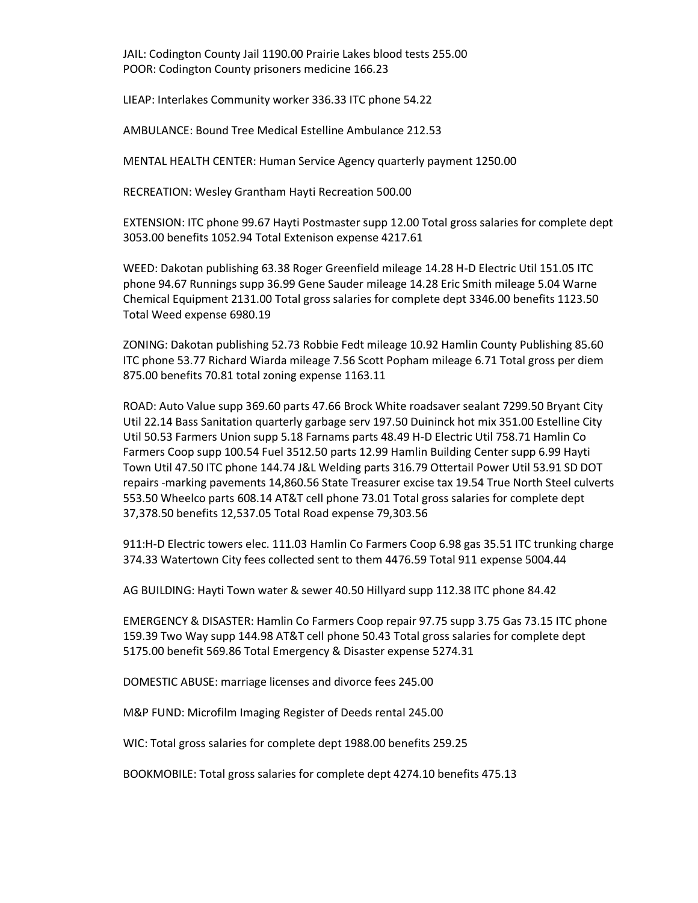JAIL: Codington County Jail 1190.00 Prairie Lakes blood tests 255.00
POOR: Codington County prisoners medicine 166.23

LIEAP: Interlakes Community worker 336.33 ITC phone 54.22

AMBULANCE: Bound Tree Medical Estelline Ambulance 212.53

MENTAL HEALTH CENTER: Human Service Agency quarterly payment 1250.00

RECREATION: Wesley Grantham Hayti Recreation 500.00

EXTENSION: ITC phone 99.67 Hayti Postmaster supp 12.00 Total gross salaries for complete dept 3053.00 benefits 1052.94 Total Extenison expense 4217.61

WEED: Dakotan publishing 63.38 Roger Greenfield mileage 14.28 H-D Electric Util 151.05 ITC phone 94.67 Runnings supp 36.99 Gene Sauder mileage 14.28 Eric Smith mileage 5.04 Warne Chemical Equipment 2131.00 Total gross salaries for complete dept 3346.00 benefits 1123.50 Total Weed expense 6980.19

ZONING: Dakotan publishing 52.73 Robbie Fedt mileage 10.92 Hamlin County Publishing 85.60 ITC phone 53.77 Richard Wiarda mileage 7.56 Scott Popham mileage 6.71 Total gross per diem 875.00 benefits 70.81 total zoning expense 1163.11

ROAD: Auto Value supp 369.60 parts 47.66 Brock White roadsaver sealant 7299.50 Bryant City Util 22.14 Bass Sanitation quarterly garbage serv 197.50 Duininck hot mix 351.00 Estelline City Util 50.53 Farmers Union supp 5.18 Farnams parts 48.49 H-D Electric Util 758.71 Hamlin Co Farmers Coop supp 100.54 Fuel 3512.50 parts 12.99 Hamlin Building Center supp 6.99 Hayti Town Util 47.50 ITC phone 144.74 J&L Welding parts 316.79 Ottertail Power Util 53.91 SD DOT repairs -marking pavements 14,860.56 State Treasurer excise tax 19.54 True North Steel culverts 553.50 Wheelco parts 608.14 AT&T cell phone 73.01 Total gross salaries for complete dept 37,378.50 benefits 12,537.05 Total Road expense 79,303.56

911:H-D Electric towers elec. 111.03 Hamlin Co Farmers Coop 6.98 gas 35.51 ITC trunking charge 374.33 Watertown City fees collected sent to them 4476.59 Total 911 expense 5004.44

AG BUILDING: Hayti Town water & sewer 40.50 Hillyard supp 112.38 ITC phone 84.42

EMERGENCY & DISASTER: Hamlin Co Farmers Coop repair 97.75 supp 3.75 Gas 73.15 ITC phone 159.39 Two Way supp 144.98 AT&T cell phone 50.43 Total gross salaries for complete dept 5175.00 benefit 569.86 Total Emergency & Disaster expense 5274.31

DOMESTIC ABUSE: marriage licenses and divorce fees 245.00

M&P FUND: Microfilm Imaging Register of Deeds rental 245.00

WIC: Total gross salaries for complete dept 1988.00 benefits 259.25

BOOKMOBILE: Total gross salaries for complete dept 4274.10 benefits 475.13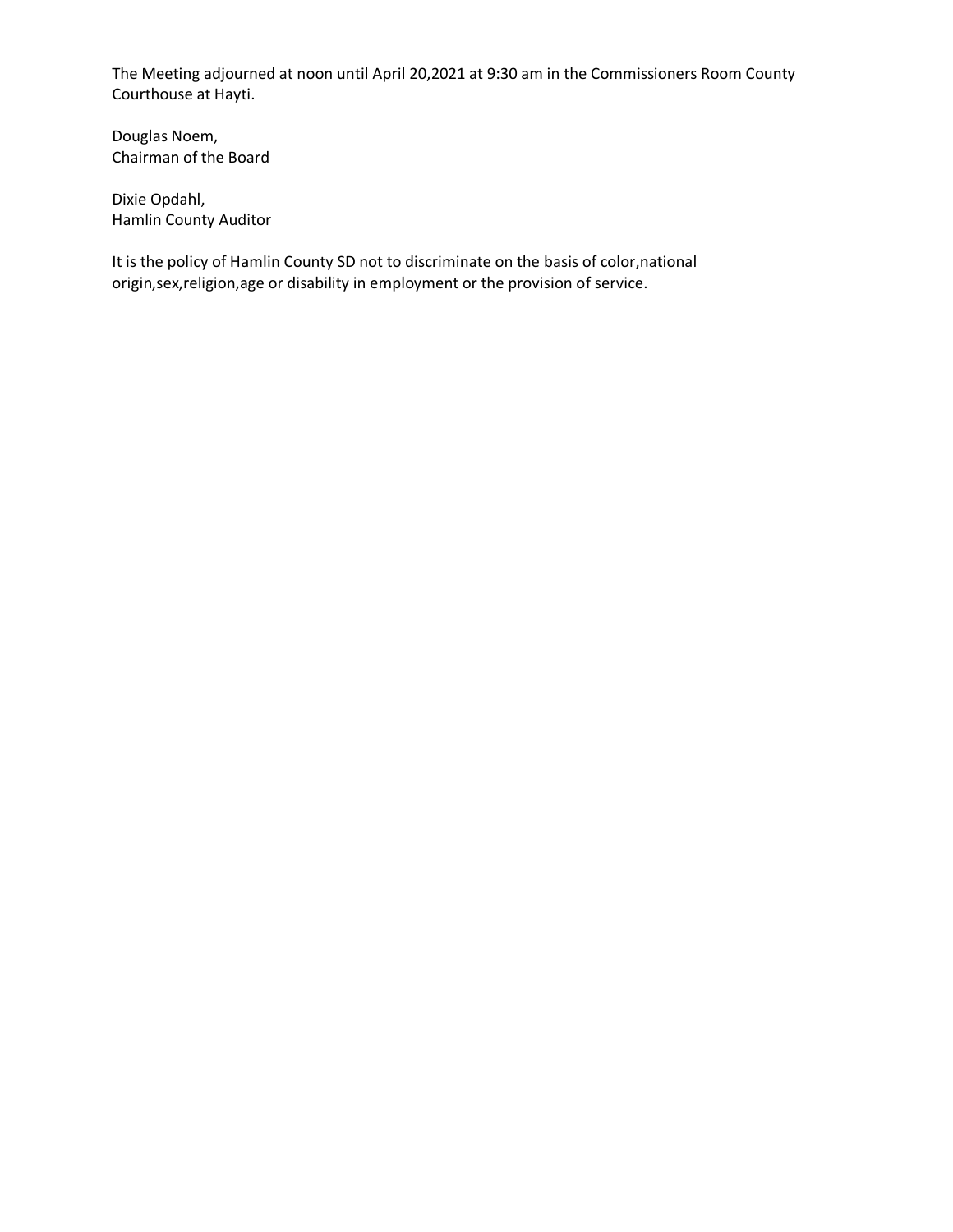The Meeting adjourned at noon until April 20,2021 at 9:30 am in the Commissioners Room County Courthouse at Hayti.

Douglas Noem,
Chairman of the Board

Dixie Opdahl,
Hamlin County Auditor

It is the policy of Hamlin County SD not to discriminate on the basis of color,national origin,sex,religion,age or disability in employment or the provision of service.